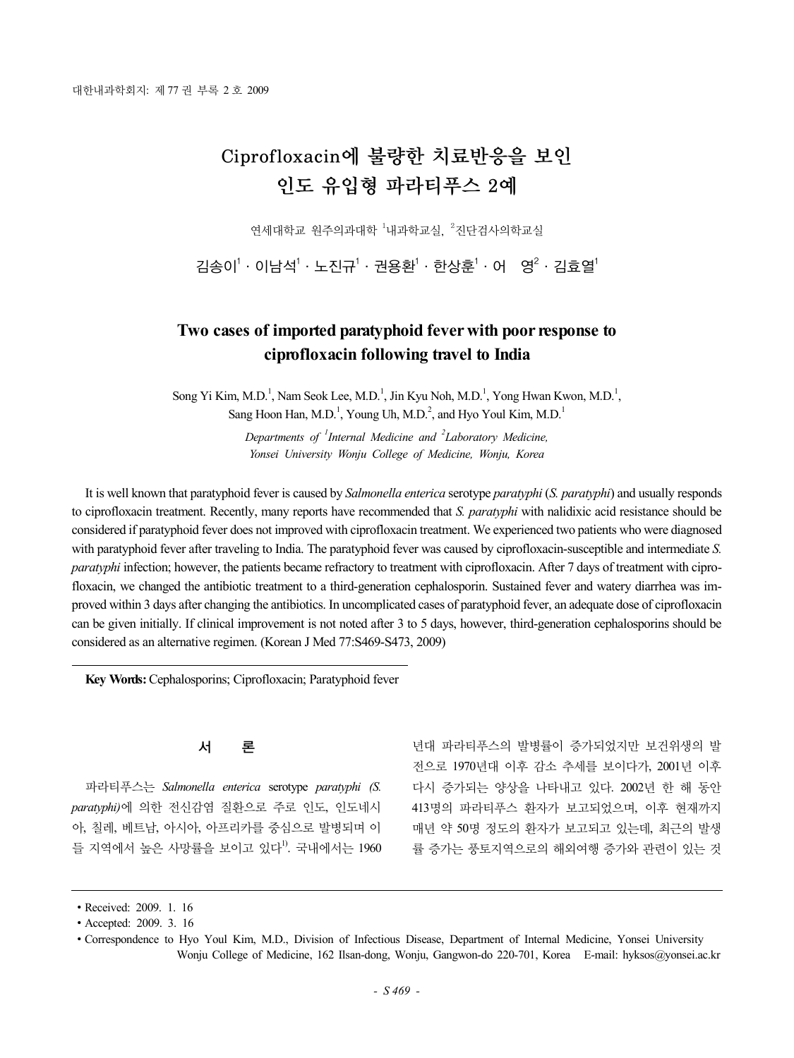# Ciprofloxacin에 불량한 치료반응을 보인 인도 유입형 파라티푸스 2예

연세대학교 원주의과대학 [1]내과학교실, [2]진단검사의학교실

김송이[1] · 이남석[1] · 노진규[1] · 권용환[1] · 한상훈[1] · 어 영[2] · 김효열[1]

## Two cases of imported paratyphoid fever with poor response to ciprofloxacin following travel to India

Song Yi Kim, M.D.[1], Nam Seok Lee, M.D.[1], Jin Kyu Noh, M.D.[1], Yong Hwan Kwon, M.D.[1], Sang Hoon Han, M.D.[1], Young Uh, M.D.[2], and Hyo Youl Kim, M.D.[1]

*Departments of [1]Internal Medicine and [2]Laboratory Medicine, Yonsei University Wonju College of Medicine, Wonju, Korea*

It is well known that paratyphoid fever is caused by *Salmonella enterica* serotype *paratyphi* (*S. paratyphi*) and usually responds to ciprofloxacin treatment. Recently, many reports have recommended that *S. paratyphi* with nalidixic acid resistance should be considered if paratyphoid fever does not improved with ciprofloxacin treatment. We experienced two patients who were diagnosed with paratyphoid fever after traveling to India. The paratyphoid fever was caused by ciprofloxacin-susceptible and intermediate *S. paratyphi* infection; however, the patients became refractory to treatment with ciprofloxacin. After 7 days of treatment with ciprofloxacin, we changed the antibiotic treatment to a third-generation cephalosporin. Sustained fever and watery diarrhea was improved within 3 days after changing the antibiotics. In uncomplicated cases of paratyphoid fever, an adequate dose of ciprofloxacin can be given initially. If clinical improvement is not noted after 3 to 5 days, however, third-generation cephalosporins should be considered as an alternative regimen. (Korean J Med 77:S469-S473, 2009)

**Key Words:** Cephalosporins; Ciprofloxacin; Paratyphoid fever

## 서 론

파라티푸스는 *Salmonella enterica* serotype *paratyphi (S. paratyphi)*에 의한 전신감염 질환으로 주로 인도, 인도네시아, 칠레, 베트남, 아시아, 아프리카를 중심으로 발병되며 이들 지역에서 높은 사망률을 보이고 있다[1]. 국내에서는 1960년대 파라티푸스의 발병률이 증가되었지만 보건위생의 발전으로 1970년대 이후 감소 추세를 보이다가, 2001년 이후 다시 증가되는 양상을 나타내고 있다. 2002년 한 해 동안 413명의 파라티푸스 환자가 보고되었으며, 이후 현재까지 매년 약 50명 정도의 환자가 보고되고 있는데, 최근의 발생률 증가는 풍토지역으로의 해외여행 증가와 관련이 있는 것

---

• Received: 2009. 1. 16

• Accepted: 2009. 3. 16

• Correspondence to Hyo Youl Kim, M.D., Division of Infectious Disease, Department of Internal Medicine, Yonsei University Wonju College of Medicine, 162 Ilsan-dong, Wonju, Gangwon-do 220-701, Korea E-mail: hyksos@yonsei.ac.kr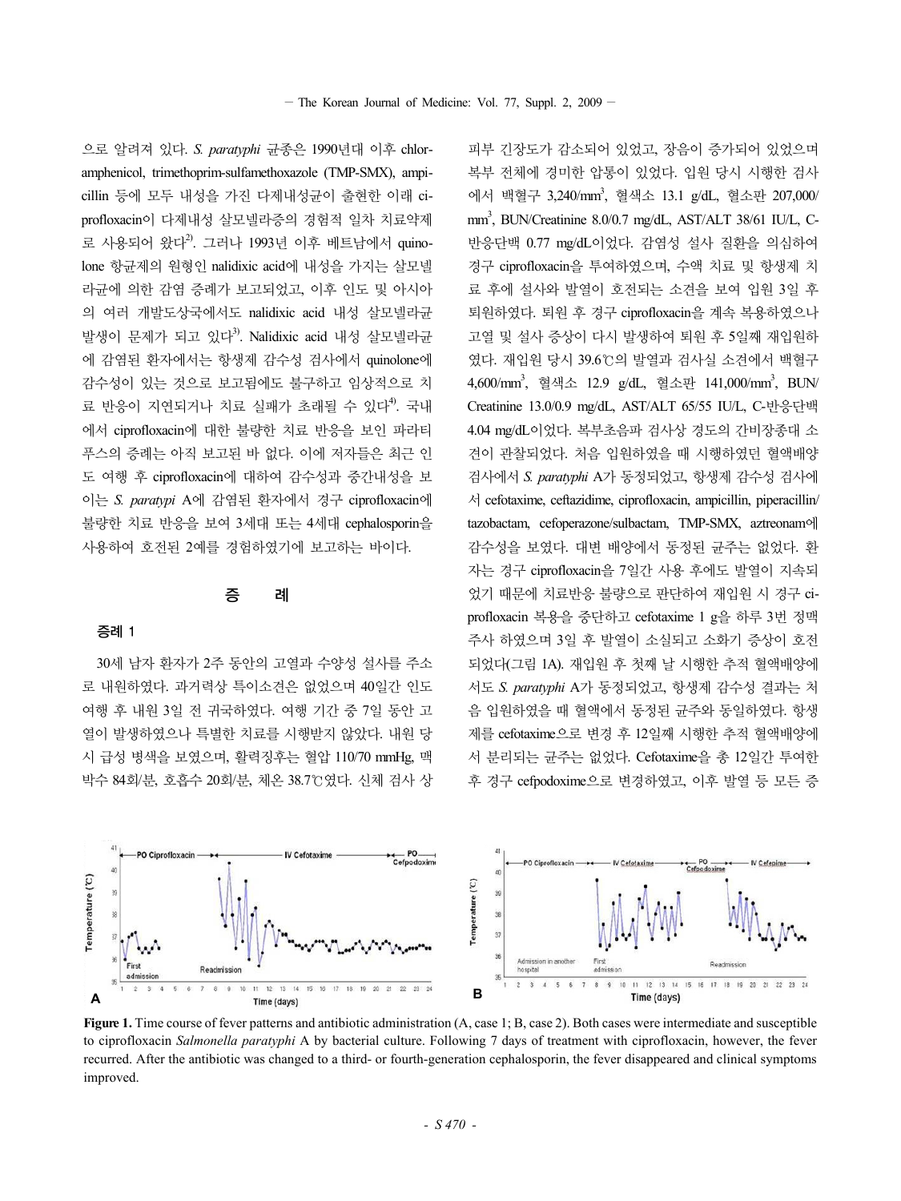으로 알려져 있다. *S. paratyphi* 균종은 1990년대 이후 chloramphenicol, trimethoprim-sulfamethoxazole (TMP-SMX), ampicillin 등에 모두 내성을 가진 다제내성균이 출현한 이래 ciprofloxacin이 다제내성 살모넬라증의 경험적 일차 치료약제로 사용되어 왔다[2]. 그러나 1993년 이후 베트남에서 quinolone 항균제의 원형인 nalidixic acid에 내성을 가지는 살모넬라균에 의한 감염 증례가 보고되었고, 이후 인도 및 아시아의 여러 개발도상국에서도 nalidixic acid 내성 살모넬라균 발생이 문제가 되고 있다[3]. Nalidixic acid 내성 살모넬라균에 감염된 환자에서는 항생제 감수성 검사에서 quinolone에 감수성이 있는 것으로 보고됨에도 불구하고 임상적으로 치료 반응이 지연되거나 치료 실패가 초래될 수 있다[4]. 국내에서 ciprofloxacin에 대한 불량한 치료 반응을 보인 파라티푸스의 증례는 아직 보고된 바 없다. 이에 저자들은 최근 인도 여행 후 ciprofloxacin에 대하여 감수성과 중간내성을 보이는 *S. paratypi* A에 감염된 환자에서 경구 ciprofloxacin에 불량한 치료 반응을 보여 3세대 또는 4세대 cephalosporin을 사용하여 호전된 2예를 경험하였기에 보고하는 바이다.

## 증　　례

### 증례 1

30세 남자 환자가 2주 동안의 고열과 수양성 설사를 주소로 내원하였다. 과거력상 특이소견은 없었으며 40일간 인도 여행 후 내원 3일 전 귀국하였다. 여행 기간 중 7일 동안 고열이 발생하였으나 특별한 치료를 시행받지 않았다. 내원 당시 급성 병색을 보였으며, 활력징후는 혈압 110/70 mmHg, 맥박수 84회/분, 호흡수 20회/분, 체온 38.7℃였다. 신체 검사 상 피부 긴장도가 감소되어 있었고, 장음이 증가되어 있었으며 복부 전체에 경미한 압통이 있었다. 입원 당시 시행한 검사에서 백혈구 3,240/mm$^3$, 혈색소 13.1 g/dL, 혈소판 207,000/mm$^3$, BUN/Creatinine 8.0/0.7 mg/dL, AST/ALT 38/61 IU/L, C-반응단백 0.77 mg/dL이었다. 감염성 설사 질환을 의심하여 경구 ciprofloxacin을 투여하였으며, 수액 치료 및 항생제 치료 후에 설사와 발열이 호전되는 소견을 보여 입원 3일 후 퇴원하였다. 퇴원 후 경구 ciprofloxacin을 계속 복용하였으나 고열 및 설사 증상이 다시 발생하여 퇴원 후 5일째 재입원하였다. 재입원 당시 39.6℃의 발열과 검사실 소견에서 백혈구 4,600/mm$^3$, 혈색소 12.9 g/dL, 혈소판 141,000/mm$^3$, BUN/Creatinine 13.0/0.9 mg/dL, AST/ALT 65/55 IU/L, C-반응단백 4.04 mg/dL이었다. 복부초음파 검사상 경도의 간비장종대 소견이 관찰되었다. 처음 입원하였을 때 시행하였던 혈액배양 검사에서 *S. paratyphi* A가 동정되었고, 항생제 감수성 검사에서 cefotaxime, ceftazidime, ciprofloxacin, ampicillin, piperacillin/tazobactam, cefoperazone/sulbactam, TMP-SMX, aztreonam에 감수성을 보였다. 대변 배양에서 동정된 균주는 없었다. 환자는 경구 ciprofloxacin을 7일간 사용 후에도 발열이 지속되었기 때문에 치료반응 불량으로 판단하여 재입원 시 경구 ciprofloxacin 복용을 중단하고 cefotaxime 1 g을 하루 3번 정맥주사 하였으며 3일 후 발열이 소실되고 소화기 증상이 호전되었다(그림 1A). 재입원 후 첫째 날 시행한 추적 혈액배양에서도 *S. paratyphi* A가 동정되었고, 항생제 감수성 결과는 처음 입원하였을 때 혈액에서 동정된 균주와 동일하였다. 항생제를 cefotaxime으로 변경 후 12일째 시행한 추적 혈액배양에서 분리되는 균주는 없었다. Cefotaxime을 총 12일간 투여한 후 경구 cefpodoxime으로 변경하였고, 이후 발열 등 모든 증

**Figure 1.** Time course of fever patterns and antibiotic administration (A, case 1; B, case 2). Both cases were intermediate and susceptible to ciprofloxacin *Salmonella paratyphi* A by bacterial culture. Following 7 days of treatment with ciprofloxacin, however, the fever recurred. After the antibiotic was changed to a third- or fourth-generation cephalosporin, the fever disappeared and clinical symptoms improved.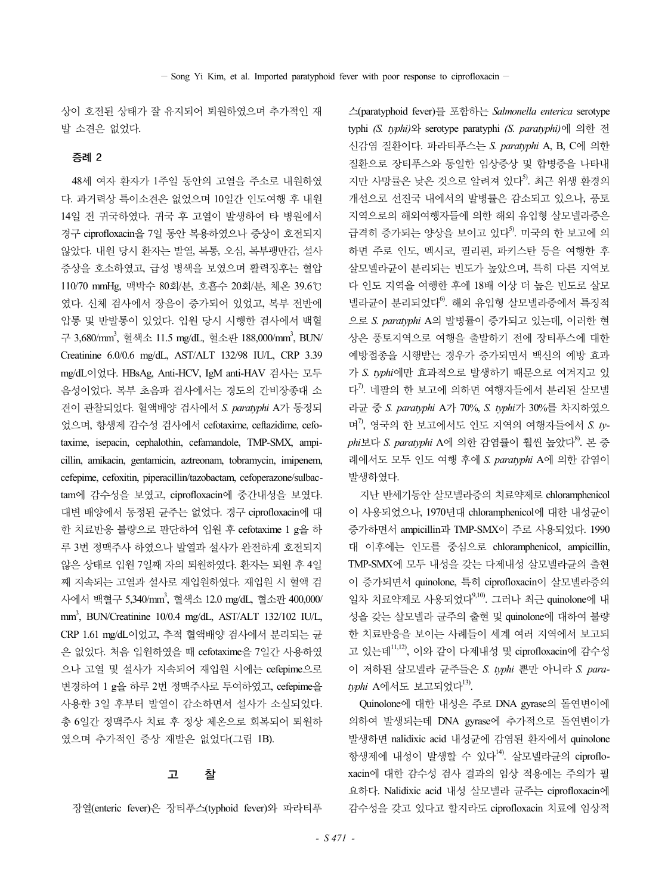상이 호전된 상태가 잘 유지되어 퇴원하였으며 추가적인 재발 소견은 없었다.

## 증례 2

48세 여자 환자가 1주일 동안의 고열을 주소로 내원하였다. 과거력상 특이소견은 없었으며 10일간 인도여행 후 내원 14일 전 귀국하였다. 귀국 후 고열이 발생하여 타 병원에서 경구 ciprofloxacin을 7일 동안 복용하였으나 증상이 호전되지 않았다. 내원 당시 환자는 발열, 복통, 오심, 복부팽만감, 설사 증상을 호소하였고, 급성 병색을 보였으며 활력징후는 혈압 110/70 mmHg, 맥박수 80회/분, 호흡수 20회/분, 체온 39.6℃였다. 신체 검사에서 장음이 증가되어 있었고, 복부 전반에 압통 및 반발통이 있었다. 입원 당시 시행한 검사에서 백혈구 3,680/mm$^3$, 혈색소 11.5 mg/dL, 혈소판 188,000/mm$^3$, BUN/Creatinine 6.0/0.6 mg/dL, AST/ALT 132/98 IU/L, CRP 3.39 mg/dL이었다. HBsAg, Anti-HCV, IgM anti-HAV 검사는 모두 음성이었다. 복부 초음파 검사에서는 경도의 간비장종대 소견이 관찰되었다. 혈액배양 검사에서 *S. paratyphi* A가 동정되었으며, 항생제 감수성 검사에서 cefotaxime, ceftazidime, cefotaxime, isepacin, cephalothin, cefamandole, TMP-SMX, ampicillin, amikacin, gentamicin, aztreonam, tobramycin, imipenem, cefepime, cefoxitin, piperacillin/tazobactam, cefoperazone/sulbactam에 감수성을 보였고, ciprofloxacin에 중간내성을 보였다. 대변 배양에서 동정된 균주는 없었다. 경구 ciprofloxacin에 대한 치료반응 불량으로 판단하여 입원 후 cefotaxime 1 g을 하루 3번 정맥주사 하였으나 발열과 설사가 완전하게 호전되지 않은 상태로 입원 7일째 자의 퇴원하였다. 환자는 퇴원 후 4일째 지속되는 고열과 설사로 재입원하였다. 재입원 시 혈액 검사에서 백혈구 5,340/mm$^3$, 혈색소 12.0 mg/dL, 혈소판 400,000/mm$^3$, BUN/Creatinine 10/0.4 mg/dL, AST/ALT 132/102 IU/L, CRP 1.61 mg/dL이었고, 추적 혈액배양 검사에서 분리되는 균은 없었다. 처음 입원하였을 때 cefotaxime을 7일간 사용하였으나 고열 및 설사가 지속되어 재입원 시에는 cefepime으로 변경하여 1 g을 하루 2번 정맥주사로 투여하였고, cefepime을 사용한 3일 후부터 발열이 감소하면서 설사가 소실되었다. 총 6일간 정맥주사 치료 후 정상 체온으로 회복되어 퇴원하였으며 추가적인 증상 재발은 없었다(그림 1B).

## 고 찰

장열(enteric fever)은 장티푸스(typhoid fever)와 파라티푸스(paratyphoid fever)를 포함하는 *Salmonella enterica* serotype typhi *(S. typhi)*와 serotype paratyphi *(S. paratyphi)*에 의한 전신감염 질환이다. 파라티푸스는 *S. paratyphi* A, B, C에 의한 질환으로 장티푸스와 동일한 임상증상 및 합병증을 나타내지만 사망률은 낮은 것으로 알려져 있다[5]. 최근 위생 환경의 개선으로 선진국 내에서의 발병률은 감소되고 있으나, 풍토지역으로의 해외여행자들에 의한 해외 유입형 살모넬라증은 급격히 증가되는 양상을 보이고 있다[5]. 미국의 한 보고에 의하면 주로 인도, 멕시코, 필리핀, 파키스탄 등을 여행한 후 살모넬라균이 분리되는 빈도가 높았으며, 특히 다른 지역보다 인도 지역을 여행한 후에 18배 이상 더 높은 빈도로 살모넬라균이 분리되었다[6]. 해외 유입형 살모넬라증에서 특징적으로 *S. paratyphi* A의 발병률이 증가되고 있는데, 이러한 현상은 풍토지역으로 여행을 출발하기 전에 장티푸스에 대한 예방접종을 시행받는 경우가 증가되면서 백신의 예방 효과가 *S. typhi*에만 효과적으로 발생하기 때문으로 여겨지고 있다[7]. 네팔의 한 보고에 의하면 여행자들에서 분리된 살모넬라균 중 *S. paratyphi* A가 70%, *S. typhi*가 30%를 차지하였으며[7], 영국의 한 보고에서도 인도 지역의 여행자들에서 *S. typhi*보다 *S. paratyphi* A에 의한 감염률이 훨씬 높았다[8]. 본 증례에서도 모두 인도 여행 후에 *S. paratyphi* A에 의한 감염이 발생하였다.

지난 반세기동안 살모넬라증의 치료약제로 chloramphenicol이 사용되었으나, 1970년대 chloramphenicol에 대한 내성균이 증가하면서 ampicillin과 TMP-SMX이 주로 사용되었다. 1990대 이후에는 인도를 중심으로 chloramphenicol, ampicillin, TMP-SMX에 모두 내성을 갖는 다제내성 살모넬라균의 출현이 증가되면서 quinolone, 특히 ciprofloxacin이 살모넬라증의 일차 치료약제로 사용되었다[9,10]. 그러나 최근 quinolone에 내성을 갖는 살모넬라 균주의 출현 및 quinolone에 대하여 불량한 치료반응을 보이는 사례들이 세계 여러 지역에서 보고되고 있는데[11,12], 이와 같이 다제내성 및 ciprofloxacin에 감수성이 저하된 살모넬라 균주들은 *S. typhi* 뿐만 아니라 *S. paratyphi* A에서도 보고되었다[13].

Quinolone에 대한 내성은 주로 DNA gyrase의 돌연변이에 의하여 발생되는데 DNA gyrase에 추가적으로 돌연변이가 발생하면 nalidixic acid 내성균에 감염된 환자에서 quinolone 항생제에 내성이 발생할 수 있다[14]. 살모넬라균의 ciprofloxacin에 대한 감수성 검사 결과의 임상 적용에는 주의가 필요하다. Nalidixic acid 내성 살모넬라 균주는 ciprofloxacin에 감수성을 갖고 있다고 할지라도 ciprofloxacin 치료에 임상적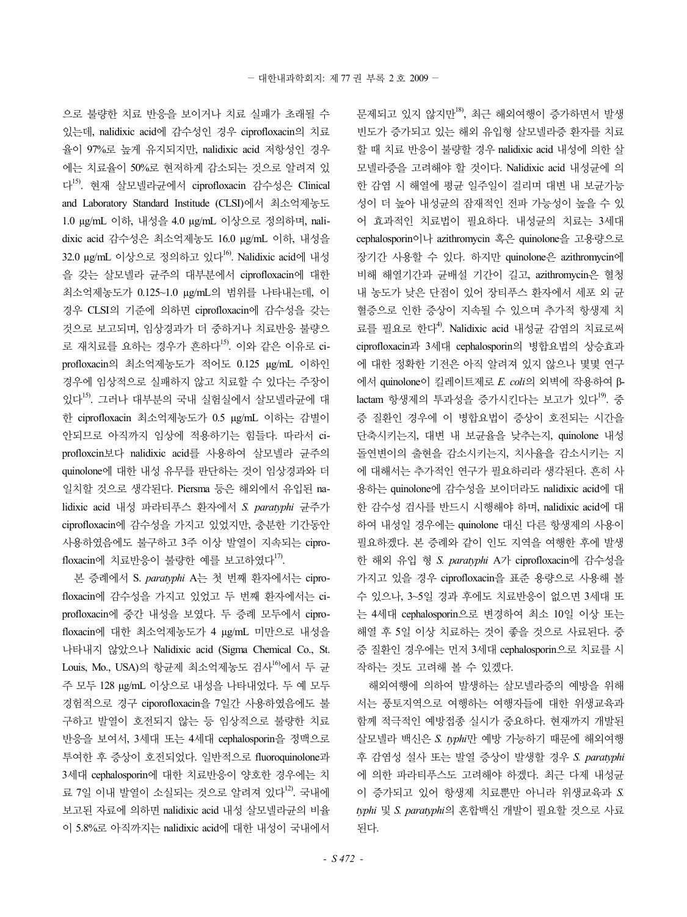으로 불량한 치료 반응을 보이거나 치료 실패가 초래될 수 있는데, nalidixic acid에 감수성인 경우 ciprofloxacin의 치료율이 97%로 높게 유지되지만, nalidixic acid 저항성인 경우에는 치료율이 50%로 현저하게 감소되는 것으로 알려져 있다[15]. 현재 살모넬라균에서 ciprofloxacin 감수성은 Clinical and Laboratory Standard Institude (CLSI)에서 최소억제농도 1.0 μg/mL 이하, 내성을 4.0 μg/mL 이상으로 정의하며, nalidixic acid 감수성은 최소억제농도 16.0 μg/mL 이하, 내성을 32.0 μg/mL 이상으로 정의하고 있다[16]. Nalidixic acid에 내성을 갖는 살모넬라 균주의 대부분에서 ciprofloxacin에 대한 최소억제농도가 0.125~1.0 μg/mL의 범위를 나타내는데, 이 경우 CLSI의 기준에 의하면 ciprofloxacin에 감수성을 갖는 것으로 보고되며, 임상경과가 더 중하거나 치료반응 불량으로 재치료를 요하는 경우가 흔하다[15]. 이와 같은 이유로 ciprofloxacin의 최소억제농도가 적어도 0.125 μg/mL 이하인 경우에 임상적으로 실패하지 않고 치료할 수 있다는 주장이 있다[15]. 그러나 대부분의 국내 실험실에서 살모넬라균에 대한 ciprofloxacin 최소억제농도가 0.5 μg/mL 이하는 감별이 안되므로 아직까지 임상에 적용하기는 힘들다. 따라서 ciprofloxcin보다 nalidixic acid를 사용하여 살모넬라 균주의 quinolone에 대한 내성 유무를 판단하는 것이 임상경과와 더 일치할 것으로 생각된다. Piersma 등은 해외에서 유입된 nalidixic acid 내성 파라티푸스 환자에서 *S. paratyphi* 균주가 ciprofloxacin에 감수성을 가지고 있었지만, 충분한 기간동안 사용하였음에도 불구하고 3주 이상 발열이 지속되는 ciprofloxacin에 치료반응이 불량한 예를 보고하였다[17].

본 증례에서 S. *paratyphi* A는 첫 번째 환자에서는 ciprofloxacin에 감수성을 가지고 있었고 두 번째 환자에서는 ciprofloxacin에 중간 내성을 보였다. 두 증례 모두에서 ciprofloxacin에 대한 최소억제농도가 4 μg/mL 미만으로 내성을 나타내지 않았으나 Nalidixic acid (Sigma Chemical Co., St. Louis, Mo., USA)의 항균제 최소억제농도 검사[16]에서 두 균주 모두 128 μg/mL 이상으로 내성을 나타내었다. 두 예 모두 경험적으로 경구 ciporofloxacin을 7일간 사용하였음에도 불구하고 발열이 호전되지 않는 등 임상적으로 불량한 치료반응을 보여서, 3세대 또는 4세대 cephalosporin을 정맥으로 투여한 후 증상이 호전되었다. 일반적으로 fluoroquinolone과 3세대 cephalosporin에 대한 치료반응이 양호한 경우에는 치료 7일 이내 발열이 소실되는 것으로 알려져 있다[12]. 국내에 보고된 자료에 의하면 nalidixic acid 내성 살모넬라균의 비율이 5.8%로 아직까지는 nalidixic acid에 대한 내성이 국내에서 문제되고 있지 않지만[18], 최근 해외여행이 증가하면서 발생빈도가 증가되고 있는 해외 유입형 살모넬라증 환자를 치료할 때 치료 반응이 불량할 경우 nalidixic acid 내성에 의한 살모넬라증을 고려해야 할 것이다. Nalidixic acid 내성균에 의한 감염 시 해열에 평균 일주일이 걸리며 대변 내 보균가능성이 더 높아 내성균의 잠재적인 전파 가능성이 높을 수 있어 효과적인 치료법이 필요하다. 내성균의 치료는 3세대 cephalosporin이나 azithromycin 혹은 quinolone을 고용량으로 장기간 사용할 수 있다. 하지만 quinolone은 azithromycin에 비해 해열기간과 균배설 기간이 길고, azithromycin은 혈청 내 농도가 낮은 단점이 있어 장티푸스 환자에서 세포 외 균혈증으로 인한 증상이 지속될 수 있으며 추가적 항생제 치료를 필요로 한다[4]. Nalidixic acid 내성균 감염의 치료로써 ciprofloxacin과 3세대 cephalosporin의 병합요법의 상승효과에 대한 정확한 기전은 아직 알려져 있지 않으나 몇몇 연구에서 quinolone이 킬레이트제로 *E. coli*의 외벽에 작용하여 β-lactam 항생제의 투과성을 증가시킨다는 보고가 있다[19]. 중증 질환인 경우에 이 병합요법이 증상이 호전되는 시간을 단축시키는지, 대변 내 보균율을 낮추는지, quinolone 내성 돌연변이의 출현을 감소시키는지, 치사율을 감소시키는 지에 대해서는 추가적인 연구가 필요하리라 생각된다. 흔히 사용하는 quinolone에 감수성을 보이더라도 nalidixic acid에 대한 감수성 검사를 반드시 시행해야 하며, nalidixic acid에 대하여 내성일 경우에는 quinolone 대신 다른 항생제의 사용이 필요하겠다. 본 증례와 같이 인도 지역을 여행한 후에 발생한 해외 유입 형 *S. paratyphi* A가 ciprofloxacin에 감수성을 가지고 있을 경우 ciprofloxacin을 표준 용량으로 사용해 볼 수 있으나, 3~5일 경과 후에도 치료반응이 없으면 3세대 또는 4세대 cephalosporin으로 변경하여 최소 10일 이상 또는 해열 후 5일 이상 치료하는 것이 좋을 것으로 사료된다. 중증 질환인 경우에는 먼저 3세대 cephalosporin으로 치료를 시작하는 것도 고려해 볼 수 있겠다.

해외여행에 의하여 발생하는 살모넬라증의 예방을 위해서는 풍토지역으로 여행하는 여행자들에 대한 위생교육과 함께 적극적인 예방접종 실시가 중요하다. 현재까지 개발된 살모넬라 백신은 *S. typhi*만 예방 가능하기 때문에 해외여행 후 감염성 설사 또는 발열 증상이 발생할 경우 *S. paratyphi*에 의한 파라티푸스도 고려해야 하겠다. 최근 다제 내성균이 증가하고 있어 항생제 치료뿐만 아니라 위생교육과 *S. typhi* 및 *S. paratyphi*의 혼합백신 개발이 필요할 것으로 사료된다.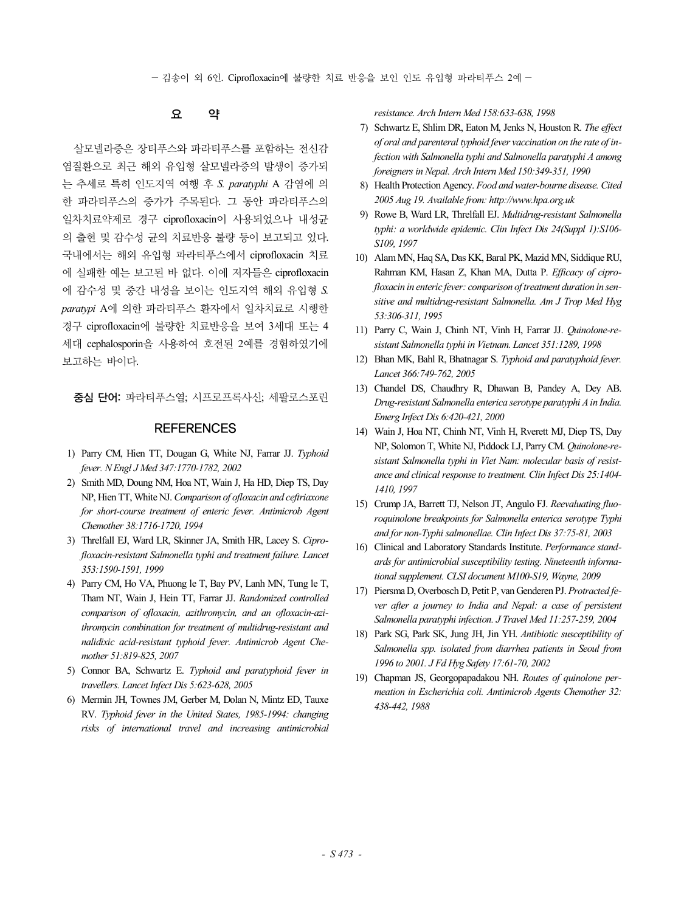## 요 약

살모넬라증은 장티푸스와 파라티푸스를 포함하는 전신감염질환으로 최근 해외 유입형 살모넬라증의 발생이 증가되는 추세로 특히 인도지역 여행 후 *S. paratyphi* A 감염에 의한 파라티푸스의 증가가 주목된다. 그 동안 파라티푸스의 일차치료약제로 경구 ciprofloxacin이 사용되었으나 내성균의 출현 및 감수성 균의 치료반응 불량 등이 보고되고 있다. 국내에서는 해외 유입형 파라티푸스에서 ciprofloxacin 치료에 실패한 예는 보고된 바 없다. 이에 저자들은 ciprofloxacin에 감수성 및 중간 내성을 보이는 인도지역 해외 유입형 *S. paratypi* A에 의한 파라티푸스 환자에서 일차치료로 시행한 경구 ciprofloxacin에 불량한 치료반응을 보여 3세대 또는 4세대 cephalosporin을 사용하여 호전된 2예를 경험하였기에 보고하는 바이다.

**중심 단어:** 파라티푸스열; 시프로프록사신; 세팔로스포린

## REFERENCES

1) Parry CM, Hien TT, Dougan G, White NJ, Farrar JJ. *Typhoid fever. N Engl J Med 347:1770-1782, 2002*
2) Smith MD, Doung NM, Hoa NT, Wain J, Ha HD, Diep TS, Day NP, Hien TT, White NJ. *Comparison of ofloxacin and ceftriaxone for short-course treatment of enteric fever. Antimicrob Agent Chemother 38:1716-1720, 1994*
3) Threlfall EJ, Ward LR, Skinner JA, Smith HR, Lacey S. *Ciprofloxacin-resistant Salmonella typhi and treatment failure. Lancet 353:1590-1591, 1999*
4) Parry CM, Ho VA, Phuong le T, Bay PV, Lanh MN, Tung le T, Tham NT, Wain J, Hein TT, Farrar JJ. *Randomized controlled comparison of ofloxacin, azithromycin, and an ofloxacin-azithromycin combination for treatment of multidrug-resistant and nalidixic acid-resistant typhoid fever. Antimicrob Agent Chemother 51:819-825, 2007*
5) Connor BA, Schwartz E. *Typhoid and paratyphoid fever in travellers. Lancet Infect Dis 5:623-628, 2005*
6) Mermin JH, Townes JM, Gerber M, Dolan N, Mintz ED, Tauxe RV. *Typhoid fever in the United States, 1985-1994: changing risks of international travel and increasing antimicrobial resistance. Arch Intern Med 158:633-638, 1998*
7) Schwartz E, Shlim DR, Eaton M, Jenks N, Houston R. *The effect of oral and parenteral typhoid fever vaccination on the rate of infection with Salmonella typhi and Salmonella paratyphi A among foreigners in Nepal. Arch Intern Med 150:349-351, 1990*
8) Health Protection Agency. *Food and water-bourne disease. Cited 2005 Aug 19. Available from: http://www.hpa.org.uk*
9) Rowe B, Ward LR, Threlfall EJ. *Multidrug-resistant Salmonella typhi: a worldwide epidemic. Clin Infect Dis 24(Suppl 1):S106-S109, 1997*
10) Alam MN, Haq SA, Das KK, Baral PK, Mazid MN, Siddique RU, Rahman KM, Hasan Z, Khan MA, Dutta P. *Efficacy of ciprofloxacin in enteric fever: comparison of treatment duration in sensitive and multidrug-resistant Salmonella. Am J Trop Med Hyg 53:306-311, 1995*
11) Parry C, Wain J, Chinh NT, Vinh H, Farrar JJ. *Quinolone-resistant Salmonella typhi in Vietnam. Lancet 351:1289, 1998*
12) Bhan MK, Bahl R, Bhatnagar S. *Typhoid and paratyphoid fever. Lancet 366:749-762, 2005*
13) Chandel DS, Chaudhry R, Dhawan B, Pandey A, Dey AB. *Drug-resistant Salmonella enterica serotype paratyphi A in India. Emerg Infect Dis 6:420-421, 2000*
14) Wain J, Hoa NT, Chinh NT, Vinh H, Rverett MJ, Diep TS, Day NP, Solomon T, White NJ, Piddock LJ, Parry CM. *Quinolone-resistant Salmonella typhi in Viet Nam: molecular basis of resistance and clinical response to treatment. Clin Infect Dis 25:1404-1410, 1997*
15) Crump JA, Barrett TJ, Nelson JT, Angulo FJ. *Reevaluating fluoroquinolone breakpoints for Salmonella enterica serotype Typhi and for non-Typhi salmonellae. Clin Infect Dis 37:75-81, 2003*
16) Clinical and Laboratory Standards Institute. *Performance standards for antimicrobial susceptibility testing. Nineteenth informational supplement. CLSI document M100-S19, Wayne, 2009*
17) Piersma D, Overbosch D, Petit P, van Genderen PJ. *Protracted fever after a journey to India and Nepal: a case of persistent Salmonella paratyphi infection. J Travel Med 11:257-259, 2004*
18) Park SG, Park SK, Jung JH, Jin YH. *Antibiotic susceptibility of Salmonella spp. isolated from diarrhea patients in Seoul from 1996 to 2001. J Fd Hyg Safety 17:61-70, 2002*
19) Chapman JS, Georgopapadakou NH. *Routes of quinolone permeation in Escherichia coli. Amtimicrob Agents Chemother 32: 438-442, 1988*